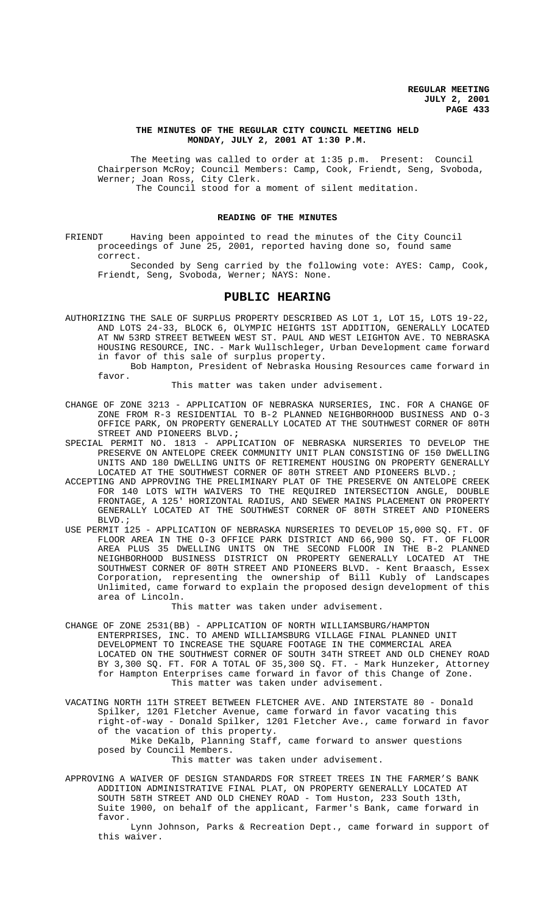# THE MINUTES OF THE REGULAR CITY COUNCIL MEETING HELD MONDAY, JULY 2, 2001 AT 1:30 P.M.

The Meeting was called to order at 1:35 p.m. Present: Council Chairperson McRoy; Council Members: Camp, Cook, Friendt, Seng, Svoboda, Werner; Joan Ross, City Clerk.

The Council stood for a moment of silent meditation.

## READING OF THE MINUTES

FRIENDT Having been appointed to read the minutes of the City Council proceedings of June 25, 2001, reported having done so, found same correct.

Seconded by Seng carried by the following vote: AYES: Camp, Cook, Friendt, Seng, Svoboda, Werner; NAYS: None.

## PUBLIC HEARING

AUTHORIZING THE SALE OF SURPLUS PROPERTY DESCRIBED AS LOT 1, LOT 15, LOTS 19-22, AND LOTS 24-33, BLOCK 6, OLYMPIC HEIGHTS 1ST ADDITION, GENERALLY LOCATED AT NW 53RD STREET BETWEEN WEST ST. PAUL AND WEST LEIGHTON AVE. TO NEBRASKA HOUSING RESOURCE, INC. - Mark Wullschleger, Urban Development came forward in favor of this sale of surplus property.

Bob Hampton, President of Nebraska Housing Resources came forward in favor.

This matter was taken under advisement.

CHANGE OF ZONE 3213 - APPLICATION OF NEBRASKA NURSERIES, INC. FOR A CHANGE OF ZONE FROM R-3 RESIDENTIAL TO B-2 PLANNED NEIGHBORHOOD BUSINESS AND O-3 OFFICE PARK, ON PROPERTY GENERALLY LOCATED AT THE SOUTHWEST CORNER OF 80TH STREET AND PIONEERS BLVD.;

SPECIAL PERMIT NO. 1813 - APPLICATION OF NEBRASKA NURSERIES TO DEVELOP THE PRESERVE ON ANTELOPE CREEK COMMUNITY UNIT PLAN CONSISTING OF 150 DWELLING UNITS AND 180 DWELLING UNITS OF RETIREMENT HOUSING ON PROPERTY GENERALLY LOCATED AT THE SOUTHWEST CORNER OF 80TH STREET AND PIONEERS BLVD.;

ACCEPTING AND APPROVING THE PRELIMINARY PLAT OF THE PRESERVE ON ANTELOPE CREEK FOR 140 LOTS WITH WAIVERS TO THE REQUIRED INTERSECTION ANGLE, DOUBLE FRONTAGE, A 125' HORIZONTAL RADIUS, AND SEWER MAINS PLACEMENT ON PROPERTY GENERALLY LOCATED AT THE SOUTHWEST CORNER OF 80TH STREET AND PIONEERS BLVD.;

USE PERMIT 125 - APPLICATION OF NEBRASKA NURSERIES TO DEVELOP 15,000 SQ. FT. OF FLOOR AREA IN THE O-3 OFFICE PARK DISTRICT AND 66,900 SQ. FT. OF FLOOR AREA PLUS 35 DWELLING UNITS ON THE SECOND FLOOR IN THE B-2 PLANNED NEIGHBORHOOD BUSINESS DISTRICT ON PROPERTY GENERALLY LOCATED AT THE SOUTHWEST CORNER OF 80TH STREET AND PIONEERS BLVD. - Kent Braasch, Essex Corporation, representing the ownership of Bill Kubly of Landscapes Unlimited, came forward to explain the proposed design development of this area of Lincoln.

This matter was taken under advisement.

CHANGE OF ZONE 2531(BB) - APPLICATION OF NORTH WILLIAMSBURG/HAMPTON ENTERPRISES, INC. TO AMEND WILLIAMSBURG VILLAGE FINAL PLANNED UNIT DEVELOPMENT TO INCREASE THE SQUARE FOOTAGE IN THE COMMERCIAL AREA LOCATED ON THE SOUTHWEST CORNER OF SOUTH 34TH STREET AND OLD CHENEY ROAD BY 3,300 SQ. FT. FOR A TOTAL OF 35,300 SQ. FT. - Mark Hunzeker, Attorney for Hampton Enterprises came forward in favor of this Change of Zone.

This matter was taken under advisement.

VACATING NORTH 11TH STREET BETWEEN FLETCHER AVE. AND INTERSTATE 80 - Donald Spilker, 1201 Fletcher Avenue, came forward in favor vacating this right-of-way - Donald Spilker, 1201 Fletcher Ave., came forward in favor of the vacation of this property.

Mike DeKalb, Planning Staff, came forward to answer questions posed by Council Members.

This matter was taken under advisement.

APPROVING A WAIVER OF DESIGN STANDARDS FOR STREET TREES IN THE FARMER'S BANK ADDITION ADMINISTRATIVE FINAL PLAT, ON PROPERTY GENERALLY LOCATED AT SOUTH 58TH STREET AND OLD CHENEY ROAD - Tom Huston, 233 South 13th, Suite 1900, on behalf of the applicant, Farmer's Bank, came forward in favor.

Lynn Johnson, Parks & Recreation Dept., came forward in support of this waiver.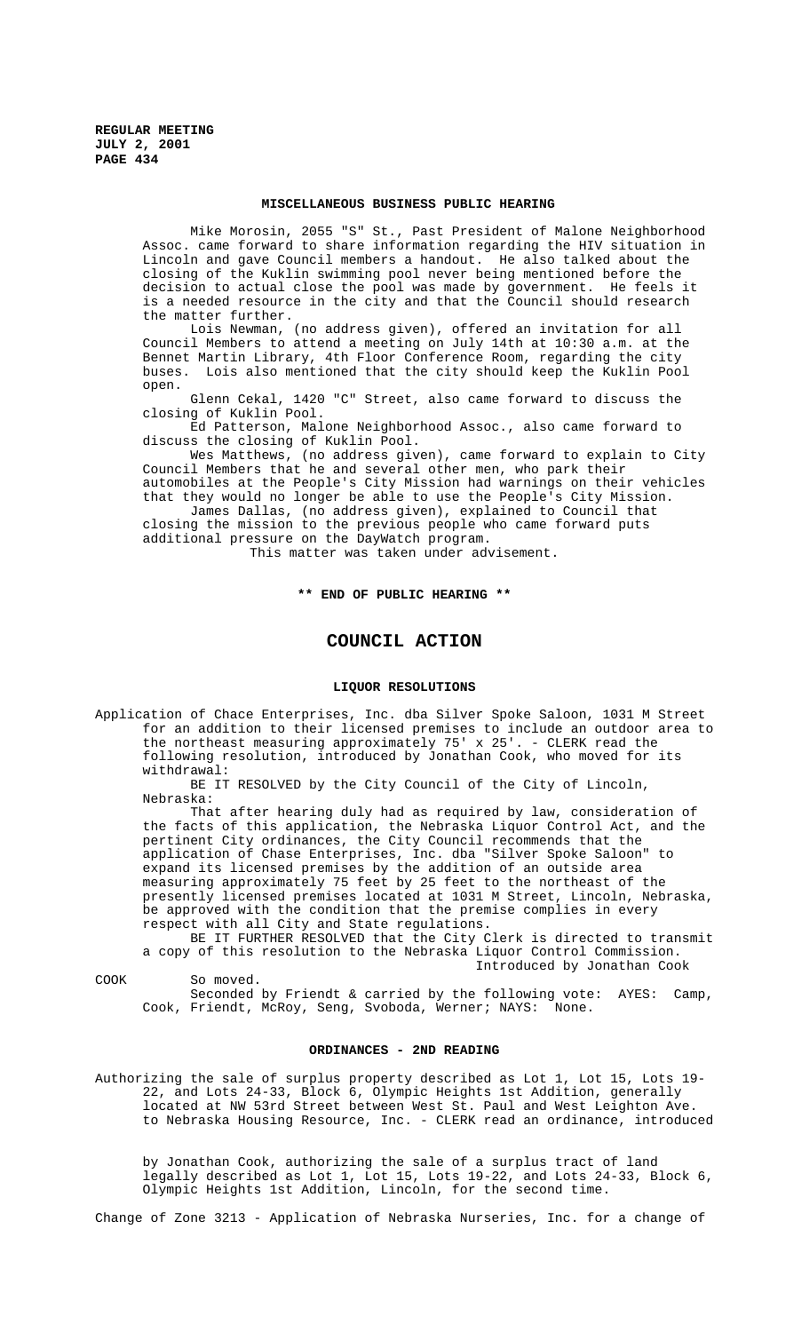## MISCELLANEOUS BUSINESS PUBLIC HEARING

Mike Morosin, 2055 "S" St., Past President of Malone Neighborhood Assoc. came forward to share information regarding the HIV situation in Lincoln and gave Council members a handout. He also talked about the closing of the Kuklin swimming pool never being mentioned before the decision to actual close the pool was made by government. He feels it is a needed resource in the city and that the Council should research the matter further.

Lois Newman, (no address given), offered an invitation for all Council Members to attend a meeting on July 14th at 10:30 a.m. at the Bennet Martin Library, 4th Floor Conference Room, regarding the city buses. Lois also mentioned that the city should keep the Kuklin Pool open.

Glenn Cekal, 1420 "C" Street, also came forward to discuss the closing of Kuklin Pool.

Ed Patterson, Malone Neighborhood Assoc., also came forward to discuss the closing of Kuklin Pool.

Wes Matthews, (no address given), came forward to explain to City Council Members that he and several other men, who park their automobiles at the People's City Mission had warnings on their vehicles that they would no longer be able to use the People's City Mission.

James Dallas, (no address given), explained to Council that closing the mission to the previous people who came forward puts additional pressure on the DayWatch program.

This matter was taken under advisement.

**\*\* END OF PUBLIC HEARING \*\***

# COUNCIL ACTION

## LIQUOR RESOLUTIONS

Application of Chace Enterprises, Inc. dba Silver Spoke Saloon, 1031 M Street for an addition to their licensed premises to include an outdoor area to the northeast measuring approximately 75' x 25'. - CLERK read the following resolution, introduced by Jonathan Cook, who moved for its withdrawal:

BE IT RESOLVED by the City Council of the City of Lincoln, Nebraska:

That after hearing duly had as required by law, consideration of the facts of this application, the Nebraska Liquor Control Act, and the pertinent City ordinances, the City Council recommends that the application of Chase Enterprises, Inc. dba "Silver Spoke Saloon" to expand its licensed premises by the addition of an outside area measuring approximately 75 feet by 25 feet to the northeast of the presently licensed premises located at 1031 M Street, Lincoln, Nebraska, be approved with the condition that the premise complies in every respect with all City and State regulations.

BE IT FURTHER RESOLVED that the City Clerk is directed to transmit a copy of this resolution to the Nebraska Liquor Control Commission.

Introduced by Jonathan Cook

COOK So moved.

Seconded by Friendt & carried by the following vote: AYES: Camp, Cook, Friendt, McRoy, Seng, Svoboda, Werner; NAYS: None.

## ORDINANCES - 2ND READING

Authorizing the sale of surplus property described as Lot 1, Lot 15, Lots 19-22, and Lots 24-33, Block 6, Olympic Heights 1st Addition, generally located at NW 53rd Street between West St. Paul and West Leighton Ave. to Nebraska Housing Resource, Inc. - CLERK read an ordinance, introduced by Jonathan Cook, authorizing the sale of a surplus tract of land legally described as Lot 1, Lot 15, Lots 19-22, and Lots 24-33, Block 6, Olympic Heights 1st Addition, Lincoln, for the second time.

Change of Zone 3213 - Application of Nebraska Nurseries, Inc. for a change of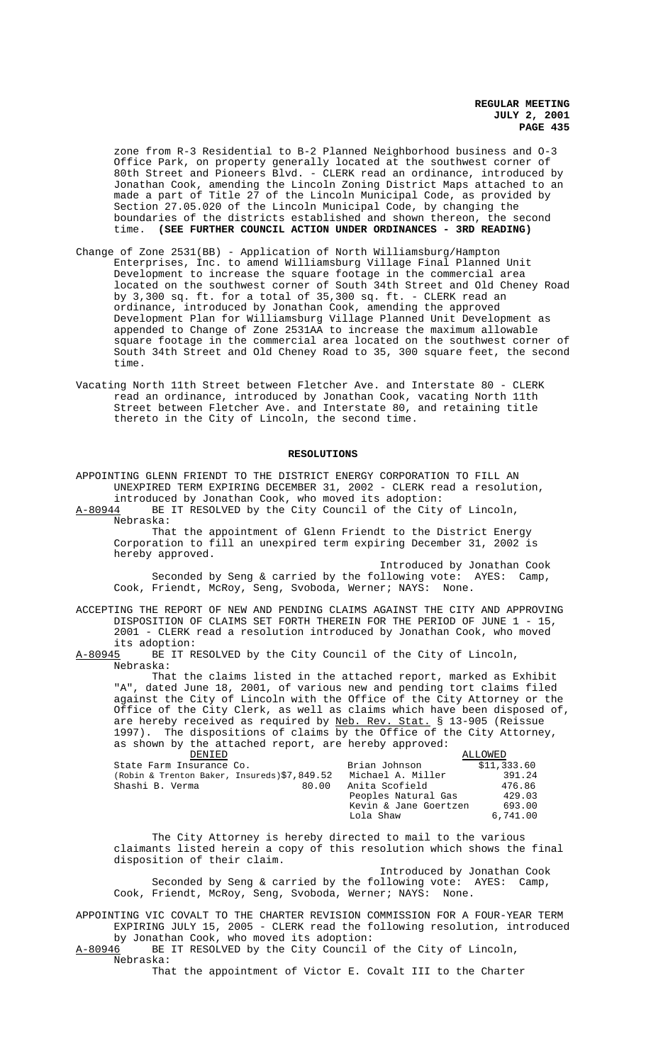zone from R-3 Residential to B-2 Planned Neighborhood business and O-3 Office Park, on property generally located at the southwest corner of 80th Street and Pioneers Blvd. - CLERK read an ordinance, introduced by Jonathan Cook, amending the Lincoln Zoning District Maps attached to an made a part of Title 27 of the Lincoln Municipal Code, as provided by Section 27.05.020 of the Lincoln Municipal Code, by changing the boundaries of the districts established and shown thereon, the second time. **(SEE FURTHER COUNCIL ACTION UNDER ORDINANCES - 3RD READING)**

Change of Zone 2531(BB) - Application of North Williamsburg/Hampton Enterprises, Inc. to amend Williamsburg Village Final Planned Unit Development to increase the square footage in the commercial area located on the southwest corner of South 34th Street and Old Cheney Road by 3,300 sq. ft. for a total of 35,300 sq. ft. - CLERK read an ordinance, introduced by Jonathan Cook, amending the approved Development Plan for Williamsburg Village Planned Unit Development as appended to Change of Zone 2531AA to increase the maximum allowable square footage in the commercial area located on the southwest corner of South 34th Street and Old Cheney Road to 35, 300 square feet, the second time.

Vacating North 11th Street between Fletcher Ave. and Interstate 80 - CLERK read an ordinance, introduced by Jonathan Cook, vacating North 11th Street between Fletcher Ave. and Interstate 80, and retaining title thereto in the City of Lincoln, the second time.

## RESOLUTIONS

APPOINTING GLENN FRIENDT TO THE DISTRICT ENERGY CORPORATION TO FILL AN UNEXPIRED TERM EXPIRING DECEMBER 31, 2002 - CLERK read a resolution, introduced by Jonathan Cook, who moved its adoption:

A-80944 BE IT RESOLVED by the City Council of the City of Lincoln, Nebraska:

That the appointment of Glenn Friendt to the District Energy Corporation to fill an unexpired term expiring December 31, 2002 is hereby approved.

Introduced by Jonathan Cook

Seconded by Seng & carried by the following vote: AYES: Camp, Cook, Friendt, McRoy, Seng, Svoboda, Werner; NAYS: None.

ACCEPTING THE REPORT OF NEW AND PENDING CLAIMS AGAINST THE CITY AND APPROVING DISPOSITION OF CLAIMS SET FORTH THEREIN FOR THE PERIOD OF JUNE 1 - 15, 2001 - CLERK read a resolution introduced by Jonathan Cook, who moved its adoption:

A-80945 BE IT RESOLVED by the City Council of the City of Lincoln, Nebraska:

That the claims listed in the attached report, marked as Exhibit "A", dated June 18, 2001, of various new and pending tort claims filed against the City of Lincoln with the Office of the City Attorney or the Office of the City Clerk, as well as claims which have been disposed of, are hereby received as required by Neb. Rev. Stat. § 13-905 (Reissue 1997). The dispositions of claims by the Office of the City Attorney, as shown by the attached report, are hereby approved:

| DENIED | | ALLOWED | |
|---|---|---|---|
| State Farm Insurance Co. (Robin & Trenton Baker, Insureds) | $7,849.52 | Brian Johnson | $11,333.60 |
| Shashi B. Verma | 80.00 | Michael A. Miller | 391.24 |
| | | Anita Scofield | 476.86 |
| | | Peoples Natural Gas | 429.03 |
| | | Kevin & Jane Goertzen | 693.00 |
| | | Lola Shaw | 6,741.00 |

The City Attorney is hereby directed to mail to the various claimants listed herein a copy of this resolution which shows the final disposition of their claim.

Introduced by Jonathan Cook

Seconded by Seng & carried by the following vote: AYES: Camp, Cook, Friendt, McRoy, Seng, Svoboda, Werner; NAYS: None.

APPOINTING VIC COVALT TO THE CHARTER REVISION COMMISSION FOR A FOUR-YEAR TERM EXPIRING JULY 15, 2005 - CLERK read the following resolution, introduced by Jonathan Cook, who moved its adoption:

A-80946 BE IT RESOLVED by the City Council of the City of Lincoln, Nebraska:

That the appointment of Victor E. Covalt III to the Charter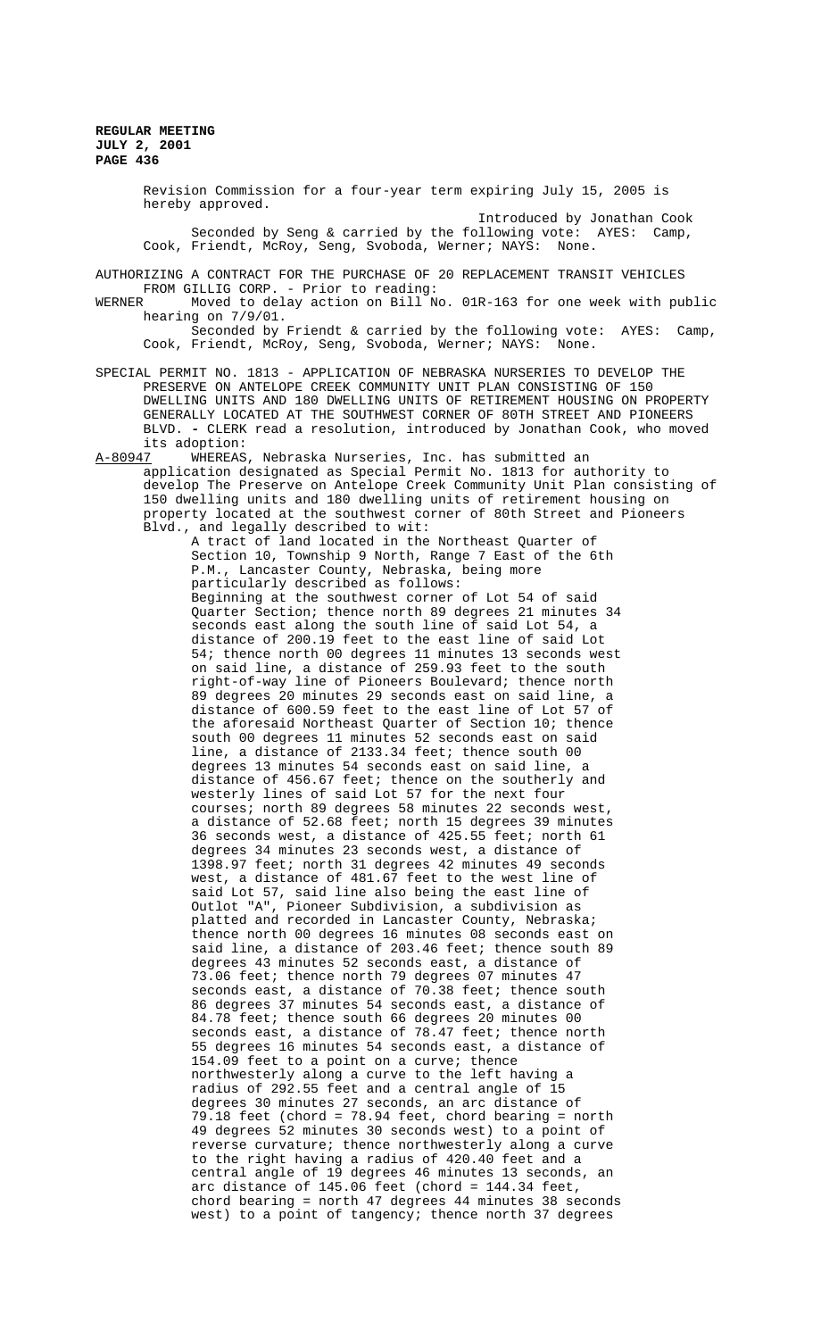Revision Commission for a four-year term expiring July 15, 2005 is hereby approved.

Introduced by Jonathan Cook

Seconded by Seng & carried by the following vote: AYES: Camp, Cook, Friendt, McRoy, Seng, Svoboda, Werner; NAYS: None.

AUTHORIZING A CONTRACT FOR THE PURCHASE OF 20 REPLACEMENT TRANSIT VEHICLES FROM GILLIG CORP. - Prior to reading:

WERNER Moved to delay action on Bill No. 01R-163 for one week with public hearing on 7/9/01.

Seconded by Friendt & carried by the following vote: AYES: Camp, Cook, Friendt, McRoy, Seng, Svoboda, Werner; NAYS: None.

SPECIAL PERMIT NO. 1813 - APPLICATION OF NEBRASKA NURSERIES TO DEVELOP THE PRESERVE ON ANTELOPE CREEK COMMUNITY UNIT PLAN CONSISTING OF 150 DWELLING UNITS AND 180 DWELLING UNITS OF RETIREMENT HOUSING ON PROPERTY GENERALLY LOCATED AT THE SOUTHWEST CORNER OF 80TH STREET AND PIONEERS BLVD. - CLERK read a resolution, introduced by Jonathan Cook, who moved its adoption:

A-80947 WHEREAS, Nebraska Nurseries, Inc. has submitted an application designated as Special Permit No. 1813 for authority to develop The Preserve on Antelope Creek Community Unit Plan consisting of 150 dwelling units and 180 dwelling units of retirement housing on property located at the southwest corner of 80th Street and Pioneers Blvd., and legally described to wit:

A tract of land located in the Northeast Quarter of Section 10, Township 9 North, Range 7 East of the 6th P.M., Lancaster County, Nebraska, being more particularly described as follows:

Beginning at the southwest corner of Lot 54 of said Quarter Section; thence north 89 degrees 21 minutes 34 seconds east along the south line of said Lot 54, a distance of 200.19 feet to the east line of said Lot 54; thence north 00 degrees 11 minutes 13 seconds west on said line, a distance of 259.93 feet to the south right-of-way line of Pioneers Boulevard; thence north 89 degrees 20 minutes 29 seconds east on said line, a distance of 600.59 feet to the east line of Lot 57 of the aforesaid Northeast Quarter of Section 10; thence south 00 degrees 11 minutes 52 seconds east on said line, a distance of 2133.34 feet; thence south 00 degrees 13 minutes 54 seconds east on said line, a distance of 456.67 feet; thence on the southerly and westerly lines of said Lot 57 for the next four courses; north 89 degrees 58 minutes 22 seconds west, a distance of 52.68 feet; north 15 degrees 39 minutes 36 seconds west, a distance of 425.55 feet; north 61 degrees 34 minutes 23 seconds west, a distance of 1398.97 feet; north 31 degrees 42 minutes 49 seconds west, a distance of 481.67 feet to the west line of said Lot 57, said line also being the east line of Outlot "A", Pioneer Subdivision, a subdivision as platted and recorded in Lancaster County, Nebraska; thence north 00 degrees 16 minutes 08 seconds east on said line, a distance of 203.46 feet; thence south 89 degrees 43 minutes 52 seconds east, a distance of 73.06 feet; thence north 79 degrees 07 minutes 47 seconds east, a distance of 70.38 feet; thence south 86 degrees 37 minutes 54 seconds east, a distance of 84.78 feet; thence south 66 degrees 20 minutes 00 seconds east, a distance of 78.47 feet; thence north 55 degrees 16 minutes 54 seconds east, a distance of 154.09 feet to a point on a curve; thence northwesterly along a curve to the left having a radius of 292.55 feet and a central angle of 15 degrees 30 minutes 27 seconds, an arc distance of 79.18 feet (chord = 78.94 feet, chord bearing = north 49 degrees 52 minutes 30 seconds west) to a point of reverse curvature; thence northwesterly along a curve to the right having a radius of 420.40 feet and a central angle of 19 degrees 46 minutes 13 seconds, an arc distance of 145.06 feet (chord = 144.34 feet, chord bearing = north 47 degrees 44 minutes 38 seconds west) to a point of tangency; thence north 37 degrees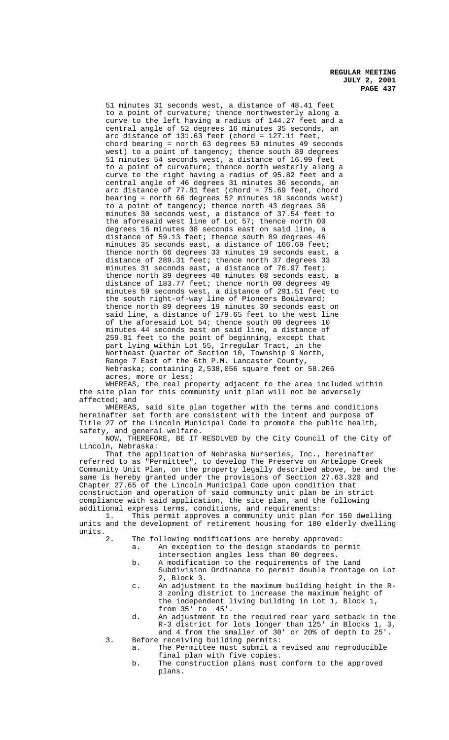51 minutes 31 seconds west, a distance of 48.41 feet to a point of curvature; thence northwesterly along a curve to the left having a radius of 144.27 feet and a central angle of 52 degrees 16 minutes 35 seconds, an arc distance of 131.63 feet (chord = 127.11 feet, chord bearing = north 63 degrees 59 minutes 49 seconds west) to a point of tangency; thence south 89 degrees 51 minutes 54 seconds west, a distance of 16.99 feet to a point of curvature; thence north westerly along a curve to the right having a radius of 95.82 feet and a central angle of 46 degrees 31 minutes 36 seconds, an arc distance of 77.81 feet (chord = 75.69 feet, chord bearing = north 66 degrees 52 minutes 18 seconds west) to a point of tangency; thence north 43 degrees 36 minutes 30 seconds west, a distance of 37.54 feet to the aforesaid west line of Lot 57; thence north 00 degrees 16 minutes 08 seconds east on said line, a distance of 59.13 feet; thence south 89 degrees 46 minutes 35 seconds east, a distance of 166.69 feet; thence north 66 degrees 33 minutes 19 seconds east, a distance of 289.31 feet; thence north 37 degrees 33 minutes 31 seconds east, a distance of 76.97 feet; thence north 89 degrees 48 minutes 08 seconds east, a distance of 183.77 feet; thence north 00 degrees 49 minutes 59 seconds west, a distance of 291.51 feet to the south right-of-way line of Pioneers Boulevard; thence north 89 degrees 19 minutes 30 seconds east on said line, a distance of 179.65 feet to the west line of the aforesaid Lot 54; thence south 00 degrees 10 minutes 44 seconds east on said line, a distance of 259.81 feet to the point of beginning, except that part lying within Lot 55, Irregular Tract, in the Northeast Quarter of Section 10, Township 9 North, Range 7 East of the 6th P.M. Lancaster County, Nebraska; containing 2,538,056 square feet or 58.266 acres, more or less;

WHEREAS, the real property adjacent to the area included within the site plan for this community unit plan will not be adversely affected; and

WHEREAS, said site plan together with the terms and conditions hereinafter set forth are consistent with the intent and purpose of Title 27 of the Lincoln Municipal Code to promote the public health, safety, and general welfare.

NOW, THEREFORE, BE IT RESOLVED by the City Council of the City of Lincoln, Nebraska:

That the application of Nebraska Nurseries, Inc., hereinafter referred to as "Permittee", to develop The Preserve on Antelope Creek Community Unit Plan, on the property legally described above, be and the same is hereby granted under the provisions of Section 27.63.320 and Chapter 27.65 of the Lincoln Municipal Code upon condition that construction and operation of said community unit plan be in strict compliance with said application, the site plan, and the following additional express terms, conditions, and requirements:

1. This permit approves a community unit plan for 150 dwelling units and the development of retirement housing for 180 elderly dwelling units.
2. The following modifications are hereby approved:
   a. An exception to the design standards to permit intersection angles less than 80 degrees.
   b. A modification to the requirements of the Land Subdivision Ordinance to permit double frontage on Lot 2, Block 3.
   c. An adjustment to the maximum building height in the R-3 zoning district to increase the maximum height of the independent living building in Lot 1, Block 1, from 35' to 45'.
   d. An adjustment to the required rear yard setback in the R-3 district for lots longer than 125' in Blocks 1, 3, and 4 from the smaller of 30' or 20% of depth to 25'.
3. Before receiving building permits:
   a. The Permittee must submit a revised and reproducible final plan with five copies.
   b. The construction plans must conform to the approved plans.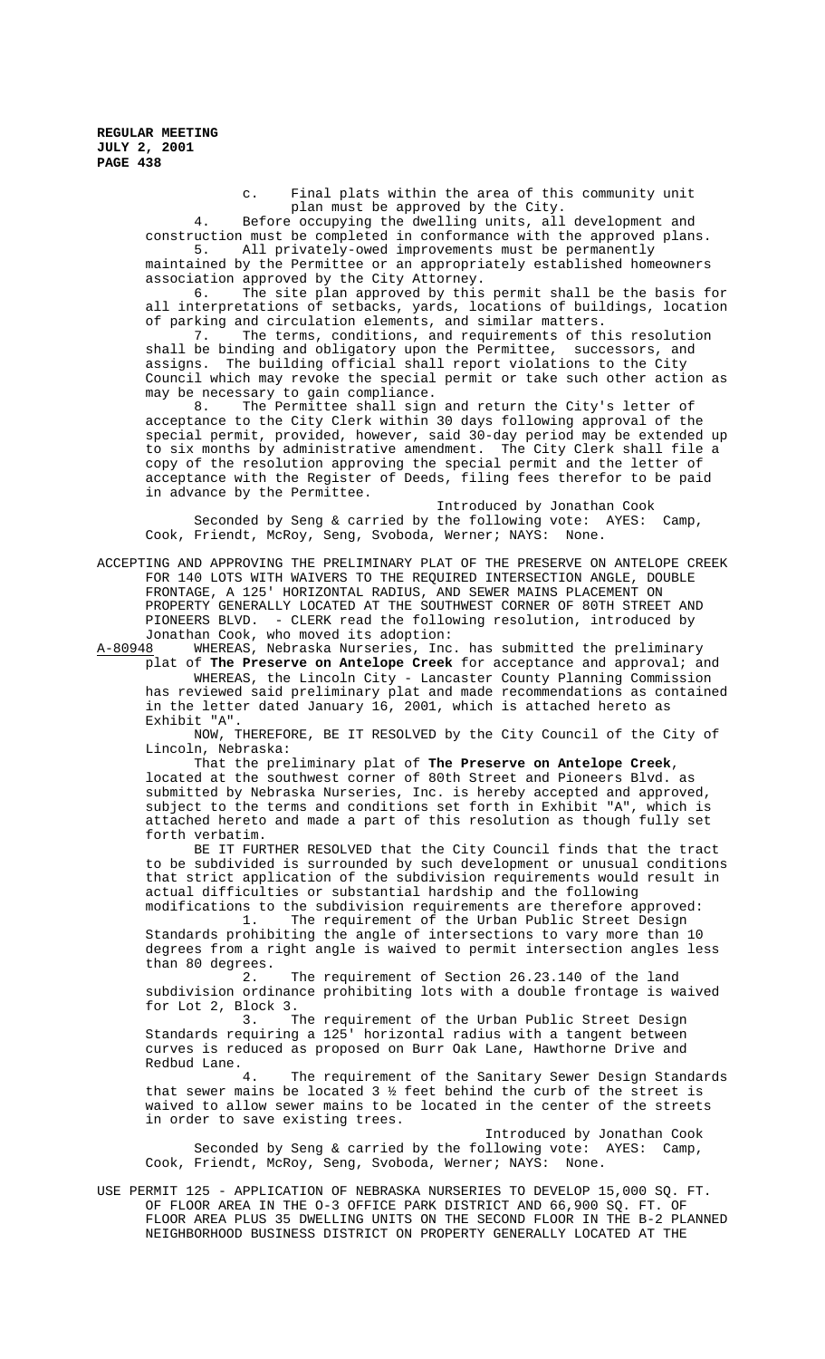c. Final plats within the area of this community unit plan must be approved by the City.

4. Before occupying the dwelling units, all development and construction must be completed in conformance with the approved plans.

5. All privately-owed improvements must be permanently maintained by the Permittee or an appropriately established homeowners association approved by the City Attorney.

6. The site plan approved by this permit shall be the basis for all interpretations of setbacks, yards, locations of buildings, location of parking and circulation elements, and similar matters.

7. The terms, conditions, and requirements of this resolution shall be binding and obligatory upon the Permittee, successors, and assigns. The building official shall report violations to the City Council which may revoke the special permit or take such other action as may be necessary to gain compliance.

8. The Permittee shall sign and return the City's letter of acceptance to the City Clerk within 30 days following approval of the special permit, provided, however, said 30-day period may be extended up to six months by administrative amendment. The City Clerk shall file a copy of the resolution approving the special permit and the letter of acceptance with the Register of Deeds, filing fees therefor to be paid in advance by the Permittee.

Introduced by Jonathan Cook

Seconded by Seng & carried by the following vote: AYES: Camp, Cook, Friendt, McRoy, Seng, Svoboda, Werner; NAYS: None.

ACCEPTING AND APPROVING THE PRELIMINARY PLAT OF THE PRESERVE ON ANTELOPE CREEK FOR 140 LOTS WITH WAIVERS TO THE REQUIRED INTERSECTION ANGLE, DOUBLE FRONTAGE, A 125' HORIZONTAL RADIUS, AND SEWER MAINS PLACEMENT ON PROPERTY GENERALLY LOCATED AT THE SOUTHWEST CORNER OF 80TH STREET AND PIONEERS BLVD. - CLERK read the following resolution, introduced by Jonathan Cook, who moved its adoption:

A-80948 WHEREAS, Nebraska Nurseries, Inc. has submitted the preliminary plat of **The Preserve on Antelope Creek** for acceptance and approval; and

WHEREAS, the Lincoln City - Lancaster County Planning Commission has reviewed said preliminary plat and made recommendations as contained in the letter dated January 16, 2001, which is attached hereto as Exhibit "A".

NOW, THEREFORE, BE IT RESOLVED by the City Council of the City of Lincoln, Nebraska:

That the preliminary plat of **The Preserve on Antelope Creek**, located at the southwest corner of 80th Street and Pioneers Blvd. as submitted by Nebraska Nurseries, Inc. is hereby accepted and approved, subject to the terms and conditions set forth in Exhibit "A", which is attached hereto and made a part of this resolution as though fully set forth verbatim.

BE IT FURTHER RESOLVED that the City Council finds that the tract to be subdivided is surrounded by such development or unusual conditions that strict application of the subdivision requirements would result in actual difficulties or substantial hardship and the following modifications to the subdivision requirements are therefore approved:

1. The requirement of the Urban Public Street Design Standards prohibiting the angle of intersections to vary more than 10 degrees from a right angle is waived to permit intersection angles less than 80 degrees.

2. The requirement of Section 26.23.140 of the land subdivision ordinance prohibiting lots with a double frontage is waived for Lot 2, Block 3.

3. The requirement of the Urban Public Street Design Standards requiring a 125' horizontal radius with a tangent between curves is reduced as proposed on Burr Oak Lane, Hawthorne Drive and Redbud Lane.

4. The requirement of the Sanitary Sewer Design Standards that sewer mains be located 3 ½ feet behind the curb of the street is waived to allow sewer mains to be located in the center of the streets in order to save existing trees.

Introduced by Jonathan Cook

Seconded by Seng & carried by the following vote: AYES: Camp, Cook, Friendt, McRoy, Seng, Svoboda, Werner; NAYS: None.

USE PERMIT 125 - APPLICATION OF NEBRASKA NURSERIES TO DEVELOP 15,000 SQ. FT. OF FLOOR AREA IN THE O-3 OFFICE PARK DISTRICT AND 66,900 SQ. FT. OF FLOOR AREA PLUS 35 DWELLING UNITS ON THE SECOND FLOOR IN THE B-2 PLANNED NEIGHBORHOOD BUSINESS DISTRICT ON PROPERTY GENERALLY LOCATED AT THE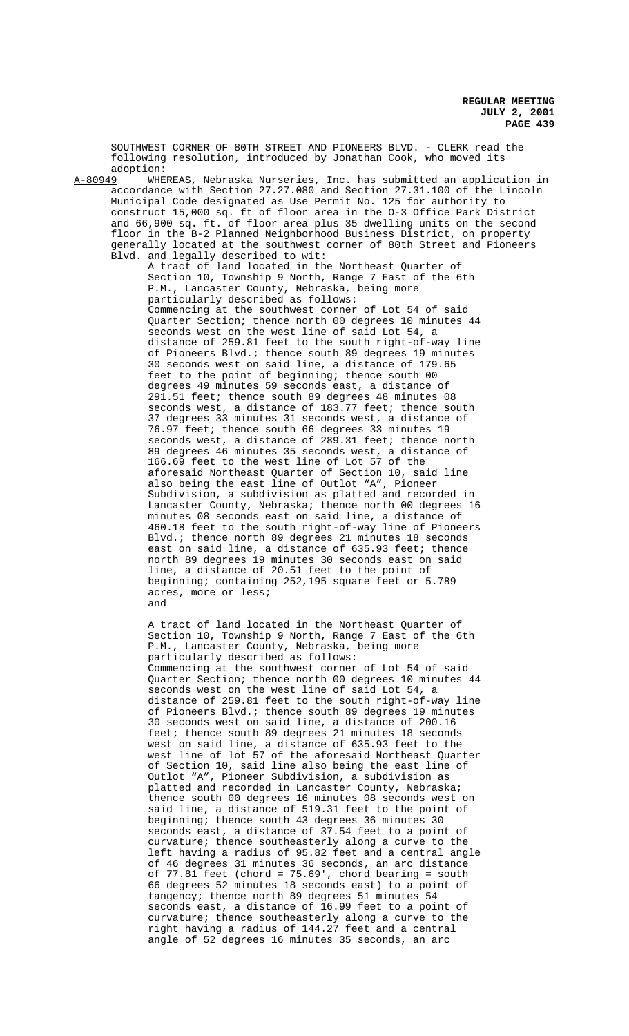SOUTHWEST CORNER OF 80TH STREET AND PIONEERS BLVD. - CLERK read the following resolution, introduced by Jonathan Cook, who moved its adoption:

A-80949 WHEREAS, Nebraska Nurseries, Inc. has submitted an application in accordance with Section 27.27.080 and Section 27.31.100 of the Lincoln Municipal Code designated as Use Permit No. 125 for authority to construct 15,000 sq. ft of floor area in the O-3 Office Park District and 66,900 sq. ft. of floor area plus 35 dwelling units on the second floor in the B-2 Planned Neighborhood Business District, on property generally located at the southwest corner of 80th Street and Pioneers Blvd. and legally described to wit:

A tract of land located in the Northeast Quarter of Section 10, Township 9 North, Range 7 East of the 6th P.M., Lancaster County, Nebraska, being more particularly described as follows:
Commencing at the southwest corner of Lot 54 of said Quarter Section; thence north 00 degrees 10 minutes 44 seconds west on the west line of said Lot 54, a distance of 259.81 feet to the south right-of-way line of Pioneers Blvd.; thence south 89 degrees 19 minutes 30 seconds west on said line, a distance of 179.65 feet to the point of beginning; thence south 00 degrees 49 minutes 59 seconds east, a distance of 291.51 feet; thence south 89 degrees 48 minutes 08 seconds west, a distance of 183.77 feet; thence south 37 degrees 33 minutes 31 seconds west, a distance of 76.97 feet; thence south 66 degrees 33 minutes 19 seconds west, a distance of 289.31 feet; thence north 89 degrees 46 minutes 35 seconds west, a distance of 166.69 feet to the west line of Lot 57 of the aforesaid Northeast Quarter of Section 10, said line also being the east line of Outlot "A", Pioneer Subdivision, a subdivision as platted and recorded in Lancaster County, Nebraska; thence north 00 degrees 16 minutes 08 seconds east on said line, a distance of 460.18 feet to the south right-of-way line of Pioneers Blvd.; thence north 89 degrees 21 minutes 18 seconds east on said line, a distance of 635.93 feet; thence north 89 degrees 19 minutes 30 seconds east on said line, a distance of 20.51 feet to the point of beginning; containing 252,195 square feet or 5.789 acres, more or less;
and

A tract of land located in the Northeast Quarter of Section 10, Township 9 North, Range 7 East of the 6th P.M., Lancaster County, Nebraska, being more particularly described as follows:
Commencing at the southwest corner of Lot 54 of said Quarter Section; thence north 00 degrees 10 minutes 44 seconds west on the west line of said Lot 54, a distance of 259.81 feet to the south right-of-way line of Pioneers Blvd.; thence south 89 degrees 19 minutes 30 seconds west on said line, a distance of 200.16 feet; thence south 89 degrees 21 minutes 18 seconds west on said line, a distance of 635.93 feet to the west line of lot 57 of the aforesaid Northeast Quarter of Section 10, said line also being the east line of Outlot "A", Pioneer Subdivision, a subdivision as platted and recorded in Lancaster County, Nebraska; thence south 00 degrees 16 minutes 08 seconds west on said line, a distance of 519.31 feet to the point of beginning; thence south 43 degrees 36 minutes 30 seconds east, a distance of 37.54 feet to a point of curvature; thence southeasterly along a curve to the left having a radius of 95.82 feet and a central angle of 46 degrees 31 minutes 36 seconds, an arc distance of 77.81 feet (chord = 75.69', chord bearing = south 66 degrees 52 minutes 18 seconds east) to a point of tangency; thence north 89 degrees 51 minutes 54 seconds east, a distance of 16.99 feet to a point of curvature; thence southeasterly along a curve to the right having a radius of 144.27 feet and a central angle of 52 degrees 16 minutes 35 seconds, an arc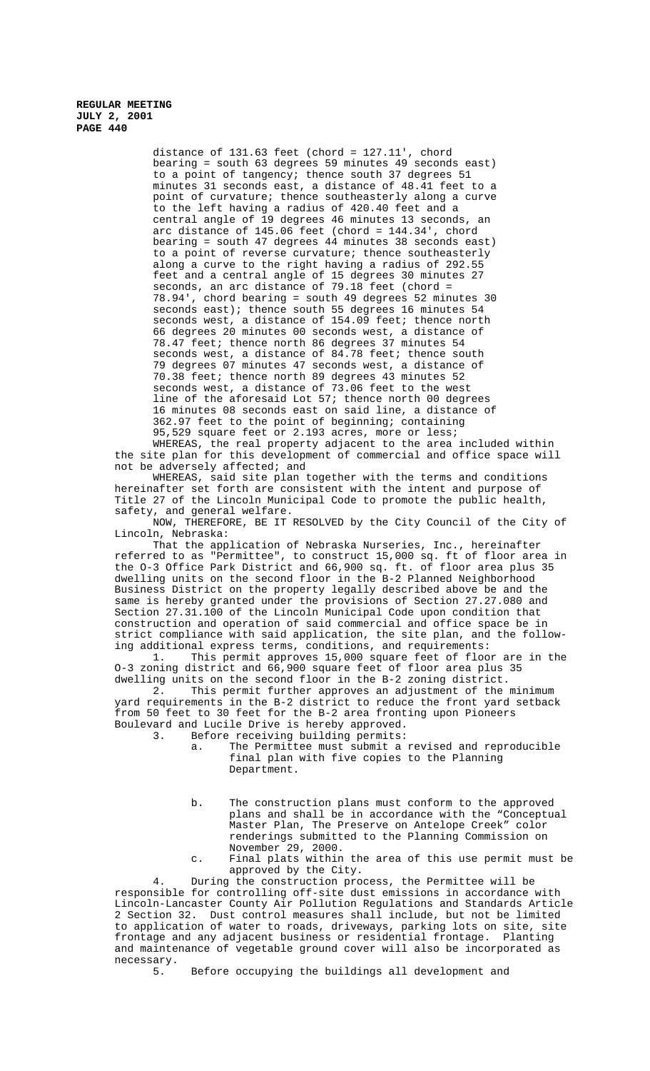distance of 131.63 feet (chord = 127.11', chord bearing = south 63 degrees 59 minutes 49 seconds east) to a point of tangency; thence south 37 degrees 51 minutes 31 seconds east, a distance of 48.41 feet to a point of curvature; thence southeasterly along a curve to the left having a radius of 420.40 feet and a central angle of 19 degrees 46 minutes 13 seconds, an arc distance of 145.06 feet (chord = 144.34', chord bearing = south 47 degrees 44 minutes 38 seconds east) to a point of reverse curvature; thence southeasterly along a curve to the right having a radius of 292.55 feet and a central angle of 15 degrees 30 minutes 27 seconds, an arc distance of 79.18 feet (chord = 78.94', chord bearing = south 49 degrees 52 minutes 30 seconds east); thence south 55 degrees 16 minutes 54 seconds west, a distance of 154.09 feet; thence north 66 degrees 20 minutes 00 seconds west, a distance of 78.47 feet; thence north 86 degrees 37 minutes 54 seconds west, a distance of 84.78 feet; thence south 79 degrees 07 minutes 47 seconds west, a distance of 70.38 feet; thence north 89 degrees 43 minutes 52 seconds west, a distance of 73.06 feet to the west line of the aforesaid Lot 57; thence north 00 degrees 16 minutes 08 seconds east on said line, a distance of 362.97 feet to the point of beginning; containing 95,529 square feet or 2.193 acres, more or less;

WHEREAS, the real property adjacent to the area included within the site plan for this development of commercial and office space will not be adversely affected; and

WHEREAS, said site plan together with the terms and conditions hereinafter set forth are consistent with the intent and purpose of Title 27 of the Lincoln Municipal Code to promote the public health, safety, and general welfare.

NOW, THEREFORE, BE IT RESOLVED by the City Council of the City of Lincoln, Nebraska:

That the application of Nebraska Nurseries, Inc., hereinafter referred to as "Permittee", to construct 15,000 sq. ft of floor area in the O-3 Office Park District and 66,900 sq. ft. of floor area plus 35 dwelling units on the second floor in the B-2 Planned Neighborhood Business District on the property legally described above be and the same is hereby granted under the provisions of Section 27.27.080 and Section 27.31.100 of the Lincoln Municipal Code upon condition that construction and operation of said commercial and office space be in strict compliance with said application, the site plan, and the following additional express terms, conditions, and requirements:

1. This permit approves 15,000 square feet of floor are in the O-3 zoning district and 66,900 square feet of floor area plus 35 dwelling units on the second floor in the B-2 zoning district.

2. This permit further approves an adjustment of the minimum yard requirements in the B-2 district to reduce the front yard setback from 50 feet to 30 feet for the B-2 area fronting upon Pioneers Boulevard and Lucile Drive is hereby approved.

3. Before receiving building permits:

   a. The Permittee must submit a revised and reproducible final plan with five copies to the Planning Department.

   b. The construction plans must conform to the approved plans and shall be in accordance with the "Conceptual Master Plan, The Preserve on Antelope Creek" color renderings submitted to the Planning Commission on November 29, 2000.

   c. Final plats within the area of this use permit must be approved by the City.

4. During the construction process, the Permittee will be responsible for controlling off-site dust emissions in accordance with Lincoln-Lancaster County Air Pollution Regulations and Standards Article 2 Section 32. Dust control measures shall include, but not be limited to application of water to roads, driveways, parking lots on site, site frontage and any adjacent business or residential frontage. Planting and maintenance of vegetable ground cover will also be incorporated as necessary.

5. Before occupying the buildings all development and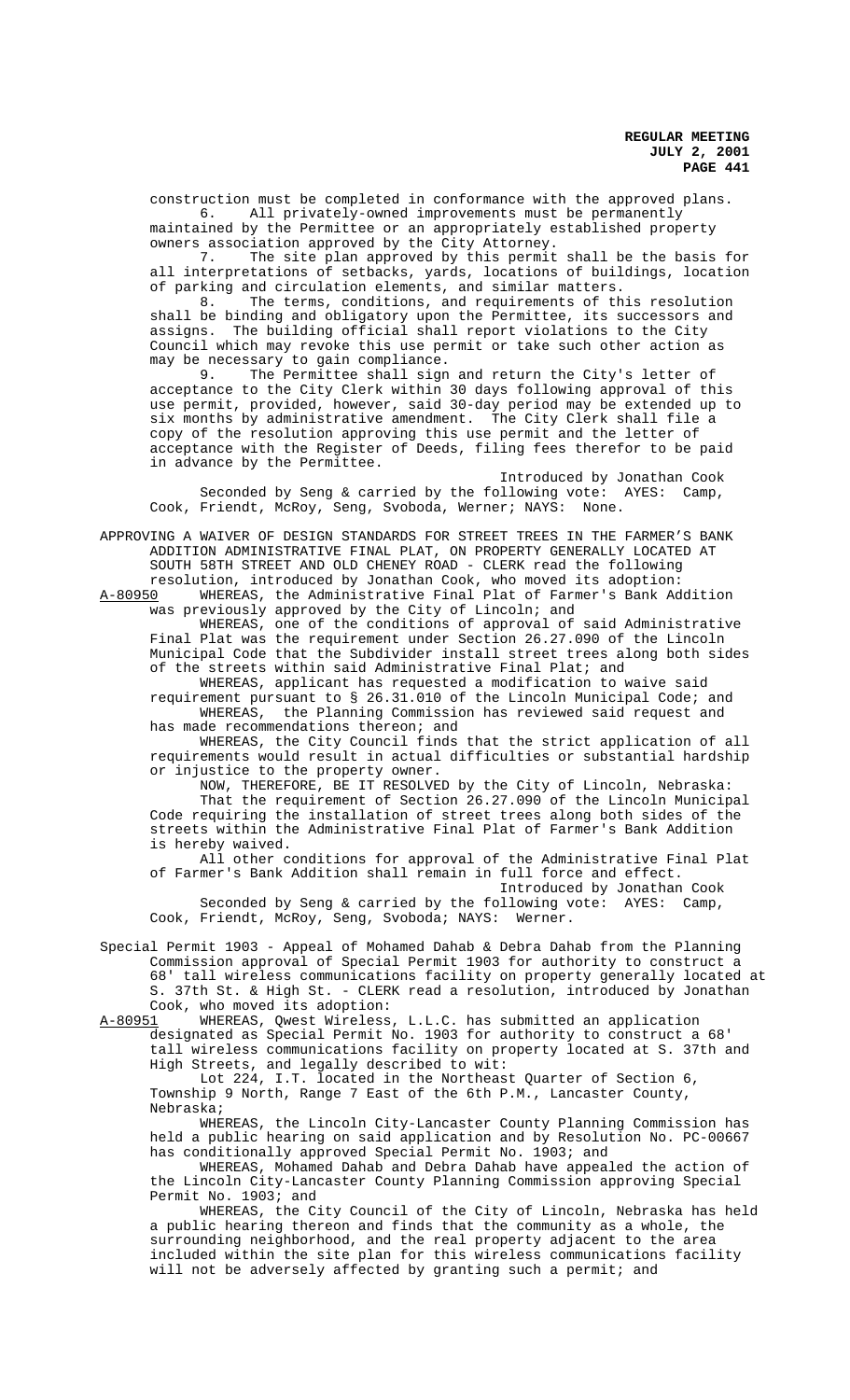construction must be completed in conformance with the approved plans.

6. All privately-owned improvements must be permanently maintained by the Permittee or an appropriately established property owners association approved by the City Attorney.

7. The site plan approved by this permit shall be the basis for all interpretations of setbacks, yards, locations of buildings, location of parking and circulation elements, and similar matters.

8. The terms, conditions, and requirements of this resolution shall be binding and obligatory upon the Permittee, its successors and assigns. The building official shall report violations to the City Council which may revoke this use permit or take such other action as may be necessary to gain compliance.

9. The Permittee shall sign and return the City's letter of acceptance to the City Clerk within 30 days following approval of this use permit, provided, however, said 30-day period may be extended up to six months by administrative amendment. The City Clerk shall file a copy of the resolution approving this use permit and the letter of acceptance with the Register of Deeds, filing fees therefor to be paid in advance by the Permittee.

Introduced by Jonathan Cook

Seconded by Seng & carried by the following vote: AYES: Camp, Cook, Friendt, McRoy, Seng, Svoboda, Werner; NAYS: None.

APPROVING A WAIVER OF DESIGN STANDARDS FOR STREET TREES IN THE FARMER'S BANK ADDITION ADMINISTRATIVE FINAL PLAT, ON PROPERTY GENERALLY LOCATED AT SOUTH 58TH STREET AND OLD CHENEY ROAD - CLERK read the following resolution, introduced by Jonathan Cook, who moved its adoption:

A-80950 WHEREAS, the Administrative Final Plat of Farmer's Bank Addition was previously approved by the City of Lincoln; and

WHEREAS, one of the conditions of approval of said Administrative Final Plat was the requirement under Section 26.27.090 of the Lincoln Municipal Code that the Subdivider install street trees along both sides of the streets within said Administrative Final Plat; and

WHEREAS, applicant has requested a modification to waive said requirement pursuant to § 26.31.010 of the Lincoln Municipal Code; and

WHEREAS, the Planning Commission has reviewed said request and has made recommendations thereon; and

WHEREAS, the City Council finds that the strict application of all requirements would result in actual difficulties or substantial hardship or injustice to the property owner.

NOW, THEREFORE, BE IT RESOLVED by the City of Lincoln, Nebraska:

That the requirement of Section 26.27.090 of the Lincoln Municipal Code requiring the installation of street trees along both sides of the streets within the Administrative Final Plat of Farmer's Bank Addition is hereby waived.

All other conditions for approval of the Administrative Final Plat of Farmer's Bank Addition shall remain in full force and effect.

Introduced by Jonathan Cook

Seconded by Seng & carried by the following vote: AYES: Camp, Cook, Friendt, McRoy, Seng, Svoboda; NAYS: Werner.

Special Permit 1903 - Appeal of Mohamed Dahab & Debra Dahab from the Planning Commission approval of Special Permit 1903 for authority to construct a 68' tall wireless communications facility on property generally located at S. 37th St. & High St. - CLERK read a resolution, introduced by Jonathan Cook, who moved its adoption:

A-80951 WHEREAS, Qwest Wireless, L.L.C. has submitted an application designated as Special Permit No. 1903 for authority to construct a 68' tall wireless communications facility on property located at S. 37th and High Streets, and legally described to wit:

Lot 224, I.T. located in the Northeast Quarter of Section 6, Township 9 North, Range 7 East of the 6th P.M., Lancaster County, Nebraska;

WHEREAS, the Lincoln City-Lancaster County Planning Commission has held a public hearing on said application and by Resolution No. PC-00667 has conditionally approved Special Permit No. 1903; and

WHEREAS, Mohamed Dahab and Debra Dahab have appealed the action of the Lincoln City-Lancaster County Planning Commission approving Special Permit No. 1903; and

WHEREAS, the City Council of the City of Lincoln, Nebraska has held a public hearing thereon and finds that the community as a whole, the surrounding neighborhood, and the real property adjacent to the area included within the site plan for this wireless communications facility will not be adversely affected by granting such a permit; and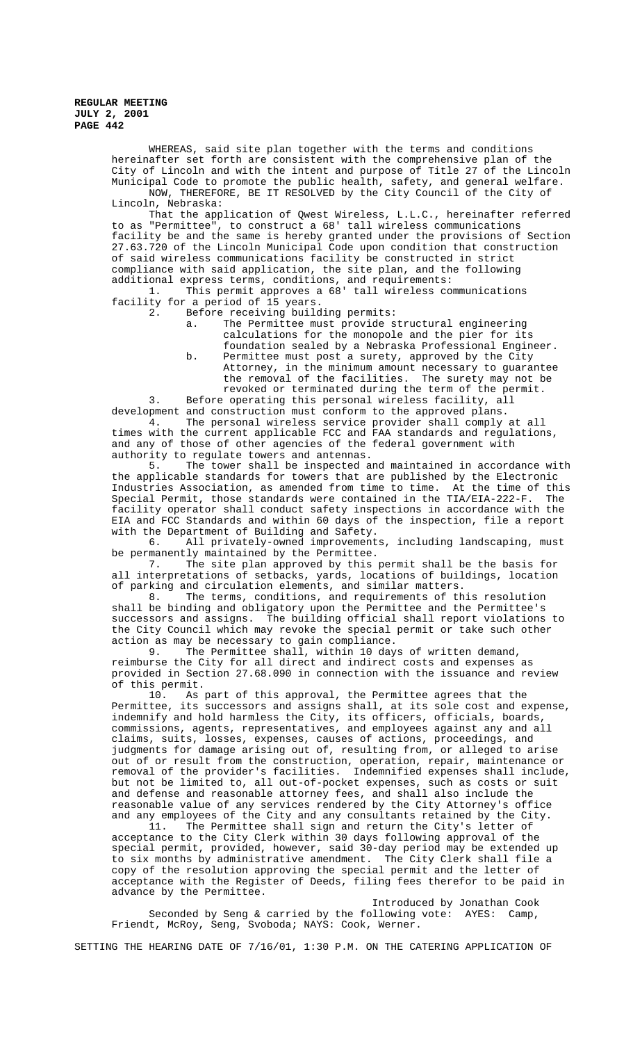WHEREAS, said site plan together with the terms and conditions hereinafter set forth are consistent with the comprehensive plan of the City of Lincoln and with the intent and purpose of Title 27 of the Lincoln Municipal Code to promote the public health, safety, and general welfare.

NOW, THEREFORE, BE IT RESOLVED by the City Council of the City of Lincoln, Nebraska:

That the application of Qwest Wireless, L.L.C., hereinafter referred to as "Permittee", to construct a 68' tall wireless communications facility be and the same is hereby granted under the provisions of Section 27.63.720 of the Lincoln Municipal Code upon condition that construction of said wireless communications facility be constructed in strict compliance with said application, the site plan, and the following additional express terms, conditions, and requirements:

1. This permit approves a 68' tall wireless communications facility for a period of 15 years.
2. Before receiving building permits:
   a. The Permittee must provide structural engineering calculations for the monopole and the pier for its foundation sealed by a Nebraska Professional Engineer.
   b. Permittee must post a surety, approved by the City Attorney, in the minimum amount necessary to guarantee the removal of the facilities. The surety may not be revoked or terminated during the term of the permit.
3. Before operating this personal wireless facility, all development and construction must conform to the approved plans.
4. The personal wireless service provider shall comply at all times with the current applicable FCC and FAA standards and regulations, and any of those of other agencies of the federal government with authority to regulate towers and antennas.
5. The tower shall be inspected and maintained in accordance with the applicable standards for towers that are published by the Electronic Industries Association, as amended from time to time. At the time of this Special Permit, those standards were contained in the TIA/EIA-222-F. The facility operator shall conduct safety inspections in accordance with the EIA and FCC Standards and within 60 days of the inspection, file a report with the Department of Building and Safety.
6. All privately-owned improvements, including landscaping, must be permanently maintained by the Permittee.
7. The site plan approved by this permit shall be the basis for all interpretations of setbacks, yards, locations of buildings, location of parking and circulation elements, and similar matters.
8. The terms, conditions, and requirements of this resolution shall be binding and obligatory upon the Permittee and the Permittee's successors and assigns. The building official shall report violations to the City Council which may revoke the special permit or take such other action as may be necessary to gain compliance.
9. The Permittee shall, within 10 days of written demand, reimburse the City for all direct and indirect costs and expenses as provided in Section 27.68.090 in connection with the issuance and review of this permit.
10. As part of this approval, the Permittee agrees that the Permittee, its successors and assigns shall, at its sole cost and expense, indemnify and hold harmless the City, its officers, officials, boards, commissions, agents, representatives, and employees against any and all claims, suits, losses, expenses, causes of actions, proceedings, and judgments for damage arising out of, resulting from, or alleged to arise out of or result from the construction, operation, repair, maintenance or removal of the provider's facilities. Indemnified expenses shall include, but not be limited to, all out-of-pocket expenses, such as costs or suit and defense and reasonable attorney fees, and shall also include the reasonable value of any services rendered by the City Attorney's office and any employees of the City and any consultants retained by the City.
11. The Permittee shall sign and return the City's letter of acceptance to the City Clerk within 30 days following approval of the special permit, provided, however, said 30-day period may be extended up to six months by administrative amendment. The City Clerk shall file a copy of the resolution approving the special permit and the letter of acceptance with the Register of Deeds, filing fees therefor to be paid in advance by the Permittee.

Introduced by Jonathan Cook

Seconded by Seng & carried by the following vote: AYES: Camp, Friendt, McRoy, Seng, Svoboda; NAYS: Cook, Werner.

SETTING THE HEARING DATE OF 7/16/01, 1:30 P.M. ON THE CATERING APPLICATION OF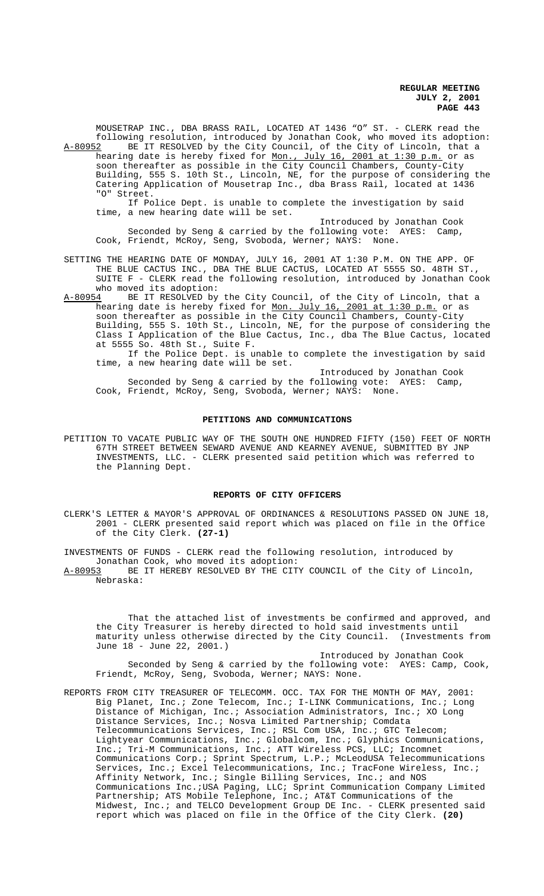MOUSETRAP INC., DBA BRASS RAIL, LOCATED AT 1436 "O" ST. - CLERK read the following resolution, introduced by Jonathan Cook, who moved its adoption:

A-80952 BE IT RESOLVED by the City Council, of the City of Lincoln, that a hearing date is hereby fixed for Mon., July 16, 2001 at 1:30 p.m. or as soon thereafter as possible in the City Council Chambers, County-City Building, 555 S. 10th St., Lincoln, NE, for the purpose of considering the Catering Application of Mousetrap Inc., dba Brass Rail, located at 1436 "O" Street.

If Police Dept. is unable to complete the investigation by said time, a new hearing date will be set.

Introduced by Jonathan Cook

Seconded by Seng & carried by the following vote: AYES: Camp, Cook, Friendt, McRoy, Seng, Svoboda, Werner; NAYS: None.

SETTING THE HEARING DATE OF MONDAY, JULY 16, 2001 AT 1:30 P.M. ON THE APP. OF THE BLUE CACTUS INC., DBA THE BLUE CACTUS, LOCATED AT 5555 SO. 48TH ST., SUITE F - CLERK read the following resolution, introduced by Jonathan Cook who moved its adoption:

A-80954 BE IT RESOLVED by the City Council, of the City of Lincoln, that a hearing date is hereby fixed for Mon. July 16, 2001 at 1:30 p.m. or as soon thereafter as possible in the City Council Chambers, County-City Building, 555 S. 10th St., Lincoln, NE, for the purpose of considering the Class I Application of the Blue Cactus, Inc., dba The Blue Cactus, located at 5555 So. 48th St., Suite F.

If the Police Dept. is unable to complete the investigation by said time, a new hearing date will be set.

Introduced by Jonathan Cook

Seconded by Seng & carried by the following vote: AYES: Camp, Cook, Friendt, McRoy, Seng, Svoboda, Werner; NAYS: None.

## PETITIONS AND COMMUNICATIONS

PETITION TO VACATE PUBLIC WAY OF THE SOUTH ONE HUNDRED FIFTY (150) FEET OF NORTH 67TH STREET BETWEEN SEWARD AVENUE AND KEARNEY AVENUE, SUBMITTED BY JNP INVESTMENTS, LLC. - CLERK presented said petition which was referred to the Planning Dept.

## REPORTS OF CITY OFFICERS

CLERK'S LETTER & MAYOR'S APPROVAL OF ORDINANCES & RESOLUTIONS PASSED ON JUNE 18, 2001 - CLERK presented said report which was placed on file in the Office of the City Clerk. **(27-1)**

INVESTMENTS OF FUNDS - CLERK read the following resolution, introduced by Jonathan Cook, who moved its adoption:

A-80953 BE IT HEREBY RESOLVED BY THE CITY COUNCIL of the City of Lincoln, Nebraska:

That the attached list of investments be confirmed and approved, and the City Treasurer is hereby directed to hold said investments until maturity unless otherwise directed by the City Council. (Investments from June 18 - June 22, 2001.)

Introduced by Jonathan Cook

Seconded by Seng & carried by the following vote: AYES: Camp, Cook, Friendt, McRoy, Seng, Svoboda, Werner; NAYS: None.

REPORTS FROM CITY TREASURER OF TELECOMM. OCC. TAX FOR THE MONTH OF MAY, 2001: Big Planet, Inc.; Zone Telecom, Inc.; I-LINK Communications, Inc.; Long Distance of Michigan, Inc.; Association Administrators, Inc.; XO Long Distance Services, Inc.; Nosva Limited Partnership; Comdata Telecommunications Services, Inc.; RSL Com USA, Inc.; GTC Telecom; Lightyear Communications, Inc.; Globalcom, Inc.; Glyphics Communications, Inc.; Tri-M Communications, Inc.; ATT Wireless PCS, LLC; Incomnet Communications Corp.; Sprint Spectrum, L.P.; McLeodUSA Telecommunications Services, Inc.; Excel Telecommunications, Inc.; TracFone Wireless, Inc.; Affinity Network, Inc.; Single Billing Services, Inc.; and NOS Communications Inc.;USA Paging, LLC; Sprint Communication Company Limited Partnership; ATS Mobile Telephone, Inc.; AT&T Communications of the Midwest, Inc.; and TELCO Development Group DE Inc. - CLERK presented said report which was placed on file in the Office of the City Clerk. **(20)**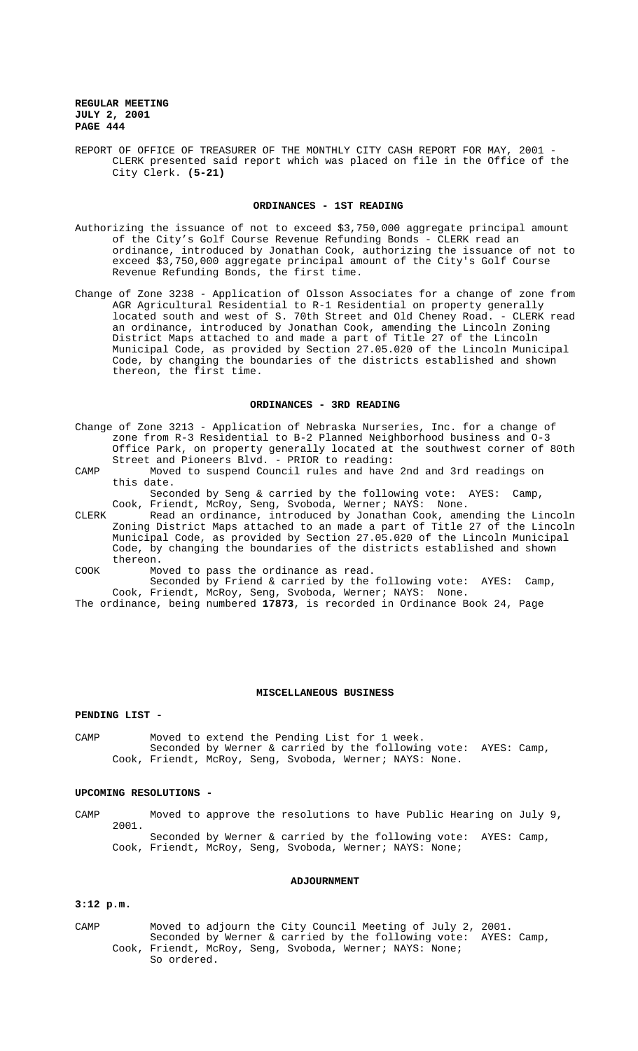REPORT OF OFFICE OF TREASURER OF THE MONTHLY CITY CASH REPORT FOR MAY, 2001 - CLERK presented said report which was placed on file in the Office of the City Clerk. **(5-21)**

## ORDINANCES - 1ST READING

Authorizing the issuance of not to exceed $3,750,000 aggregate principal amount of the City's Golf Course Revenue Refunding Bonds - CLERK read an ordinance, introduced by Jonathan Cook, authorizing the issuance of not to exceed $3,750,000 aggregate principal amount of the City's Golf Course Revenue Refunding Bonds, the first time.

Change of Zone 3238 - Application of Olsson Associates for a change of zone from AGR Agricultural Residential to R-1 Residential on property generally located south and west of S. 70th Street and Old Cheney Road. - CLERK read an ordinance, introduced by Jonathan Cook, amending the Lincoln Zoning District Maps attached to and made a part of Title 27 of the Lincoln Municipal Code, as provided by Section 27.05.020 of the Lincoln Municipal Code, by changing the boundaries of the districts established and shown thereon, the first time.

## ORDINANCES - 3RD READING

Change of Zone 3213 - Application of Nebraska Nurseries, Inc. for a change of zone from R-3 Residential to B-2 Planned Neighborhood business and O-3 Office Park, on property generally located at the southwest corner of 80th Street and Pioneers Blvd. - PRIOR to reading:

CAMP Moved to suspend Council rules and have 2nd and 3rd readings on this date.
Seconded by Seng & carried by the following vote: AYES: Camp, Cook, Friendt, McRoy, Seng, Svoboda, Werner; NAYS: None.

CLERK Read an ordinance, introduced by Jonathan Cook, amending the Lincoln Zoning District Maps attached to an made a part of Title 27 of the Lincoln Municipal Code, as provided by Section 27.05.020 of the Lincoln Municipal Code, by changing the boundaries of the districts established and shown thereon.

COOK Moved to pass the ordinance as read.
Seconded by Friend & carried by the following vote: AYES: Camp, Cook, Friendt, McRoy, Seng, Svoboda, Werner; NAYS: None.

The ordinance, being numbered **17873**, is recorded in Ordinance Book 24, Page

## MISCELLANEOUS BUSINESS

**PENDING LIST -**

CAMP Moved to extend the Pending List for 1 week.
Seconded by Werner & carried by the following vote: AYES: Camp, Cook, Friendt, McRoy, Seng, Svoboda, Werner; NAYS: None.

**UPCOMING RESOLUTIONS -**

CAMP Moved to approve the resolutions to have Public Hearing on July 9, 2001.
Seconded by Werner & carried by the following vote: AYES: Camp, Cook, Friendt, McRoy, Seng, Svoboda, Werner; NAYS: None;

## ADJOURNMENT

**3:12 p.m.**

CAMP Moved to adjourn the City Council Meeting of July 2, 2001.
Seconded by Werner & carried by the following vote: AYES: Camp, Cook, Friendt, McRoy, Seng, Svoboda, Werner; NAYS: None;
So ordered.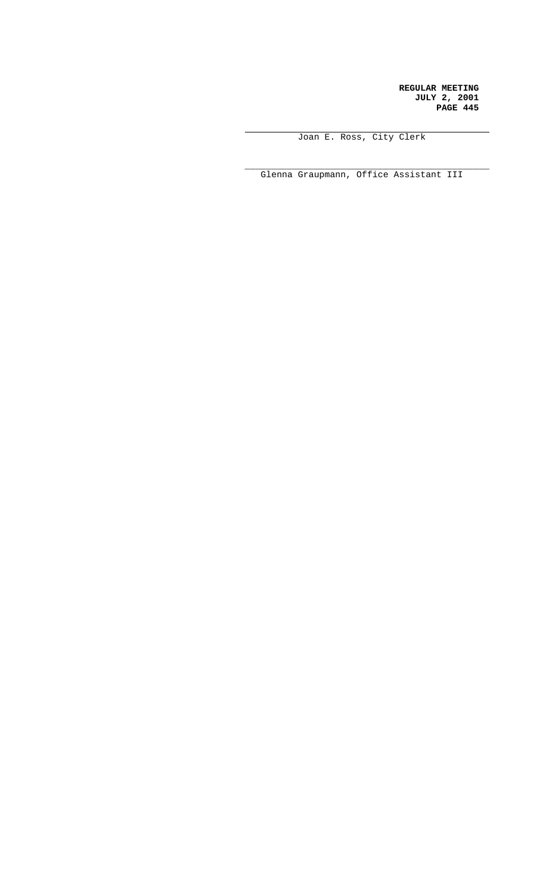\_\_\_\_\_\_\_\_\_\_\_\_\_\_\_\_\_\_\_\_\_\_\_\_\_\_\_\_\_\_\_\_\_\_\_\_\_\_\_

Joan E. Ross, City Clerk

\_\_\_\_\_\_\_\_\_\_\_\_\_\_\_\_\_\_\_\_\_\_\_\_\_\_\_\_\_\_\_\_\_\_\_\_\_\_\_

Glenna Graupmann, Office Assistant III